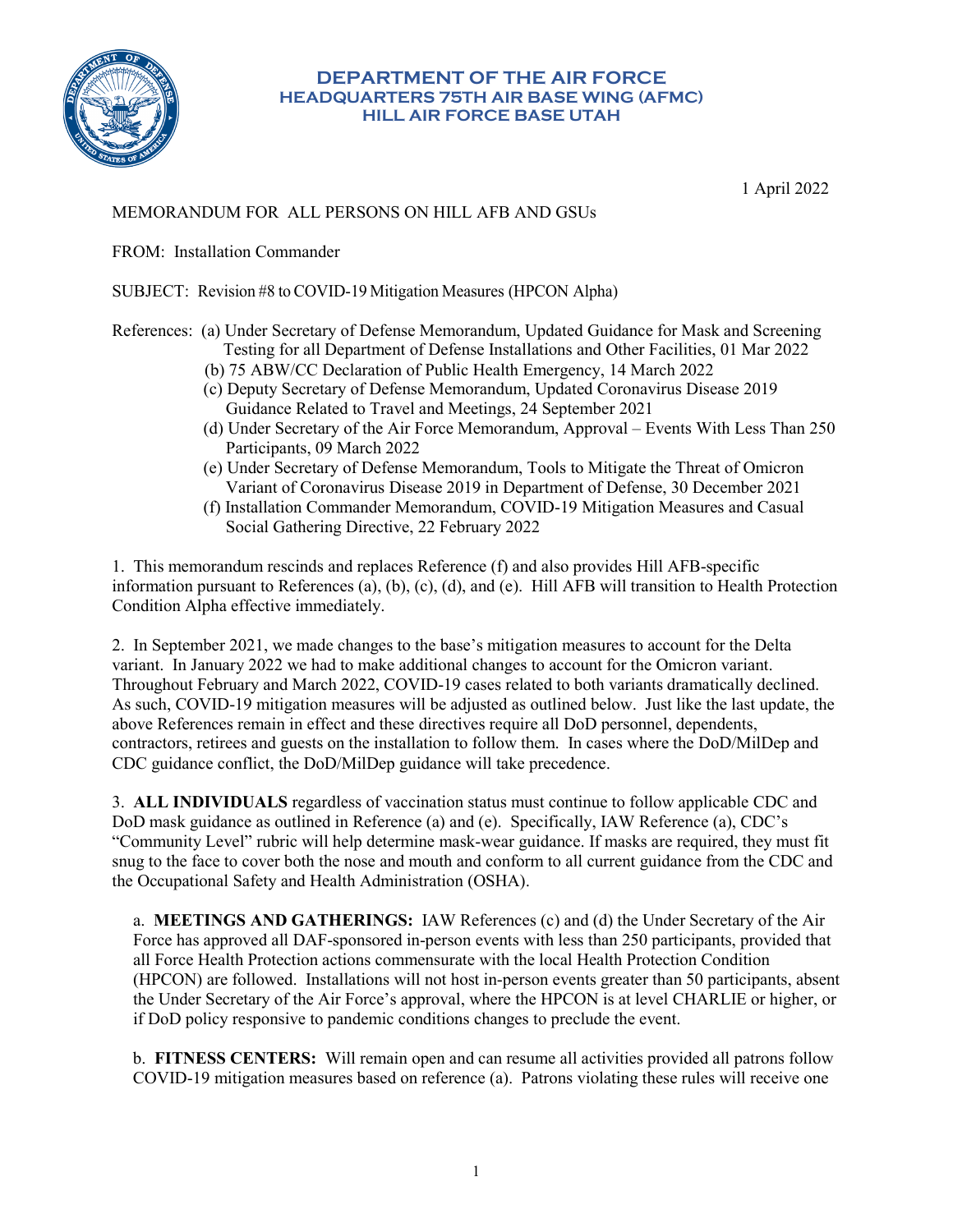**DEPARTMENT OF THE AIR FORCE**
**HEADQUARTERS 75TH AIR BASE WING (AFMC)**
**HILL AIR FORCE BASE UTAH**

1 April 2022

MEMORANDUM FOR ALL PERSONS ON HILL AFB AND GSUs

FROM: Installation Commander

SUBJECT: Revision #8 to COVID-19 Mitigation Measures (HPCON Alpha)

References:
- (a) Under Secretary of Defense Memorandum, Updated Guidance for Mask and Screening Testing for all Department of Defense Installations and Other Facilities, 01 Mar 2022
- (b) 75 ABW/CC Declaration of Public Health Emergency, 14 March 2022
- (c) Deputy Secretary of Defense Memorandum, Updated Coronavirus Disease 2019 Guidance Related to Travel and Meetings, 24 September 2021
- (d) Under Secretary of the Air Force Memorandum, Approval – Events With Less Than 250 Participants, 09 March 2022
- (e) Under Secretary of Defense Memorandum, Tools to Mitigate the Threat of Omicron Variant of Coronavirus Disease 2019 in Department of Defense, 30 December 2021
- (f) Installation Commander Memorandum, COVID-19 Mitigation Measures and Casual Social Gathering Directive, 22 February 2022

1. This memorandum rescinds and replaces Reference (f) and also provides Hill AFB-specific information pursuant to References (a), (b), (c), (d), and (e). Hill AFB will transition to Health Protection Condition Alpha effective immediately.

2. In September 2021, we made changes to the base's mitigation measures to account for the Delta variant. In January 2022 we had to make additional changes to account for the Omicron variant. Throughout February and March 2022, COVID-19 cases related to both variants dramatically declined. As such, COVID-19 mitigation measures will be adjusted as outlined below. Just like the last update, the above References remain in effect and these directives require all DoD personnel, dependents, contractors, retirees and guests on the installation to follow them. In cases where the DoD/MilDep and CDC guidance conflict, the DoD/MilDep guidance will take precedence.

3. **ALL INDIVIDUALS** regardless of vaccination status must continue to follow applicable CDC and DoD mask guidance as outlined in Reference (a) and (e). Specifically, IAW Reference (a), CDC's "Community Level" rubric will help determine mask-wear guidance. If masks are required, they must fit snug to the face to cover both the nose and mouth and conform to all current guidance from the CDC and the Occupational Safety and Health Administration (OSHA).

a. **MEETINGS AND GATHERINGS:** IAW References (c) and (d) the Under Secretary of the Air Force has approved all DAF-sponsored in-person events with less than 250 participants, provided that all Force Health Protection actions commensurate with the local Health Protection Condition (HPCON) are followed. Installations will not host in-person events greater than 50 participants, absent the Under Secretary of the Air Force's approval, where the HPCON is at level CHARLIE or higher, or if DoD policy responsive to pandemic conditions changes to preclude the event.

b. **FITNESS CENTERS:** Will remain open and can resume all activities provided all patrons follow COVID-19 mitigation measures based on reference (a). Patrons violating these rules will receive one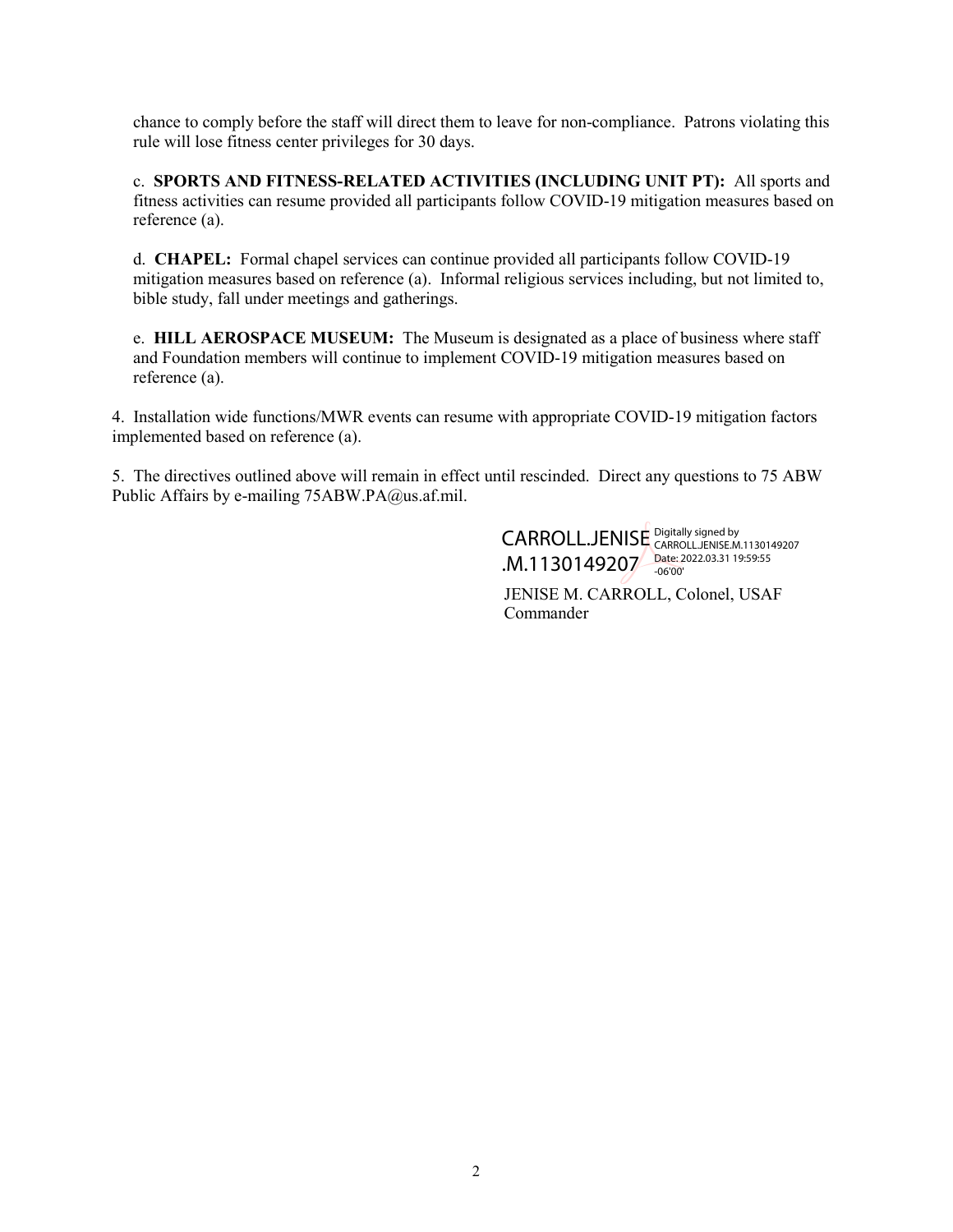chance to comply before the staff will direct them to leave for non-compliance. Patrons violating this rule will lose fitness center privileges for 30 days.

c. **SPORTS AND FITNESS-RELATED ACTIVITIES (INCLUDING UNIT PT):** All sports and fitness activities can resume provided all participants follow COVID-19 mitigation measures based on reference (a).

d. **CHAPEL:** Formal chapel services can continue provided all participants follow COVID-19 mitigation measures based on reference (a). Informal religious services including, but not limited to, bible study, fall under meetings and gatherings.

e. **HILL AEROSPACE MUSEUM:** The Museum is designated as a place of business where staff and Foundation members will continue to implement COVID-19 mitigation measures based on reference (a).

4. Installation wide functions/MWR events can resume with appropriate COVID-19 mitigation factors implemented based on reference (a).

5. The directives outlined above will remain in effect until rescinded. Direct any questions to 75 ABW Public Affairs by e-mailing 75ABW.PA@us.af.mil.

CARROLL.JENISE.M.1130149207 Digitally signed by CARROLL.JENISE.M.1130149207 Date: 2022.03.31 19:59:55 -06'00'

JENISE M. CARROLL, Colonel, USAF
Commander